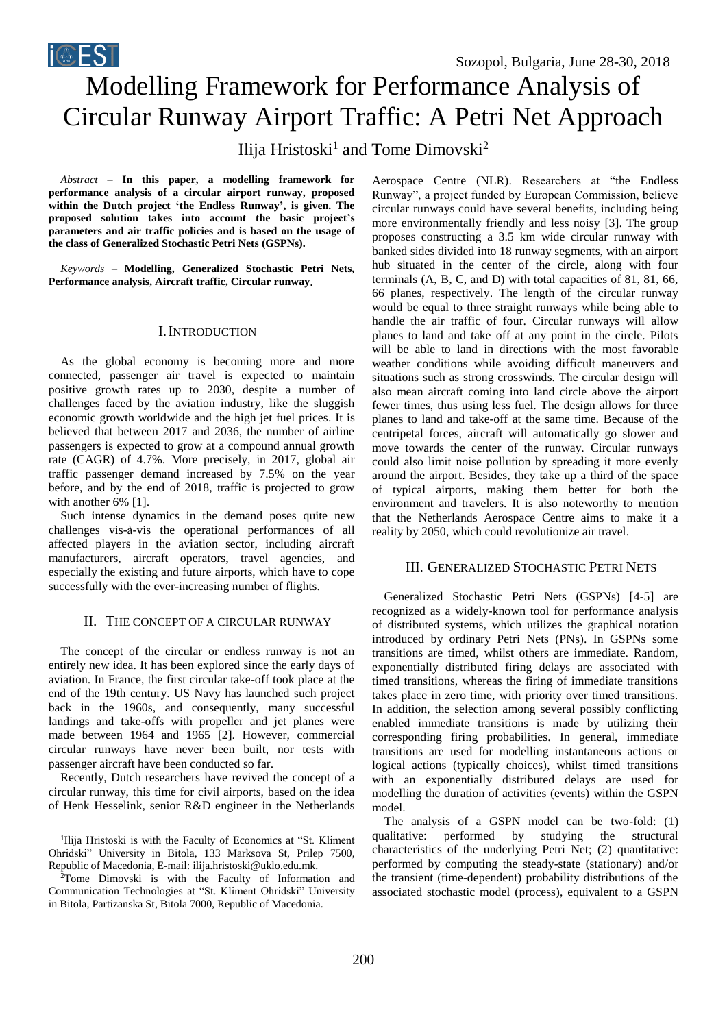# Modelling Framework for Performance Analysis of Circular Runway Airport Traffic: A Petri Net Approach

Ilija Hristoski[1] and Tome Dimovski[2]

*Abstract* – **In this paper, a modelling framework for performance analysis of a circular airport runway, proposed within the Dutch project 'the Endless Runway', is given. The proposed solution takes into account the basic project's parameters and air traffic policies and is based on the usage of the class of Generalized Stochastic Petri Nets (GSPNs).**

*Keywords* – **Modelling, Generalized Stochastic Petri Nets, Performance analysis, Aircraft traffic, Circular runway**.

## I. Introduction

As the global economy is becoming more and more connected, passenger air travel is expected to maintain positive growth rates up to 2030, despite a number of challenges faced by the aviation industry, like the sluggish economic growth worldwide and the high jet fuel prices. It is believed that between 2017 and 2036, the number of airline passengers is expected to grow at a compound annual growth rate (CAGR) of 4.7%. More precisely, in 2017, global air traffic passenger demand increased by 7.5% on the year before, and by the end of 2018, traffic is projected to grow with another 6% [1].

Such intense dynamics in the demand poses quite new challenges vis-à-vis the operational performances of all affected players in the aviation sector, including aircraft manufacturers, aircraft operators, travel agencies, and especially the existing and future airports, which have to cope successfully with the ever-increasing number of flights.

## II. The Concept of a Circular Runway

The concept of the circular or endless runway is not an entirely new idea. It has been explored since the early days of aviation. In France, the first circular take-off took place at the end of the 19th century. US Navy has launched such project back in the 1960s, and consequently, many successful landings and take-offs with propeller and jet planes were made between 1964 and 1965 [2]. However, commercial circular runways have never been built, nor tests with passenger aircraft have been conducted so far.

Recently, Dutch researchers have revived the concept of a circular runway, this time for civil airports, based on the idea of Henk Hesselink, senior R&D engineer in the Netherlands Aerospace Centre (NLR). Researchers at "the Endless Runway", a project funded by European Commission, believe circular runways could have several benefits, including being more environmentally friendly and less noisy [3]. The group proposes constructing a 3.5 km wide circular runway with banked sides divided into 18 runway segments, with an airport hub situated in the center of the circle, along with four terminals (A, B, C, and D) with total capacities of 81, 81, 66, 66 planes, respectively. The length of the circular runway would be equal to three straight runways while being able to handle the air traffic of four. Circular runways will allow planes to land and take off at any point in the circle. Pilots will be able to land in directions with the most favorable weather conditions while avoiding difficult maneuvers and situations such as strong crosswinds. The circular design will also mean aircraft coming into land circle above the airport fewer times, thus using less fuel. The design allows for three planes to land and take-off at the same time. Because of the centripetal forces, aircraft will automatically go slower and move towards the center of the runway. Circular runways could also limit noise pollution by spreading it more evenly around the airport. Besides, they take up a third of the space of typical airports, making them better for both the environment and travelers. It is also noteworthy to mention that the Netherlands Aerospace Centre aims to make it a reality by 2050, which could revolutionize air travel.

## III. Generalized Stochastic Petri Nets

Generalized Stochastic Petri Nets (GSPNs) [4-5] are recognized as a widely-known tool for performance analysis of distributed systems, which utilizes the graphical notation introduced by ordinary Petri Nets (PNs). In GSPNs some transitions are timed, whilst others are immediate. Random, exponentially distributed firing delays are associated with timed transitions, whereas the firing of immediate transitions takes place in zero time, with priority over timed transitions. In addition, the selection among several possibly conflicting enabled immediate transitions is made by utilizing their corresponding firing probabilities. In general, immediate transitions are used for modelling instantaneous actions or logical actions (typically choices), whilst timed transitions with an exponentially distributed delays are used for modelling the duration of activities (events) within the GSPN model.

The analysis of a GSPN model can be two-fold: (1) qualitative: performed by studying the structural characteristics of the underlying Petri Net; (2) quantitative: performed by computing the steady-state (stationary) and/or the transient (time-dependent) probability distributions of the associated stochastic model (process), equivalent to a GSPN

[1]Ilija Hristoski is with the Faculty of Economics at "St. Kliment Ohridski" University in Bitola, 133 Marksova St, Prilep 7500, Republic of Macedonia, E-mail: ilija.hristoski@uklo.edu.mk.

[2]Tome Dimovski is with the Faculty of Information and Communication Technologies at "St. Kliment Ohridski" University in Bitola, Partizanska St, Bitola 7000, Republic of Macedonia.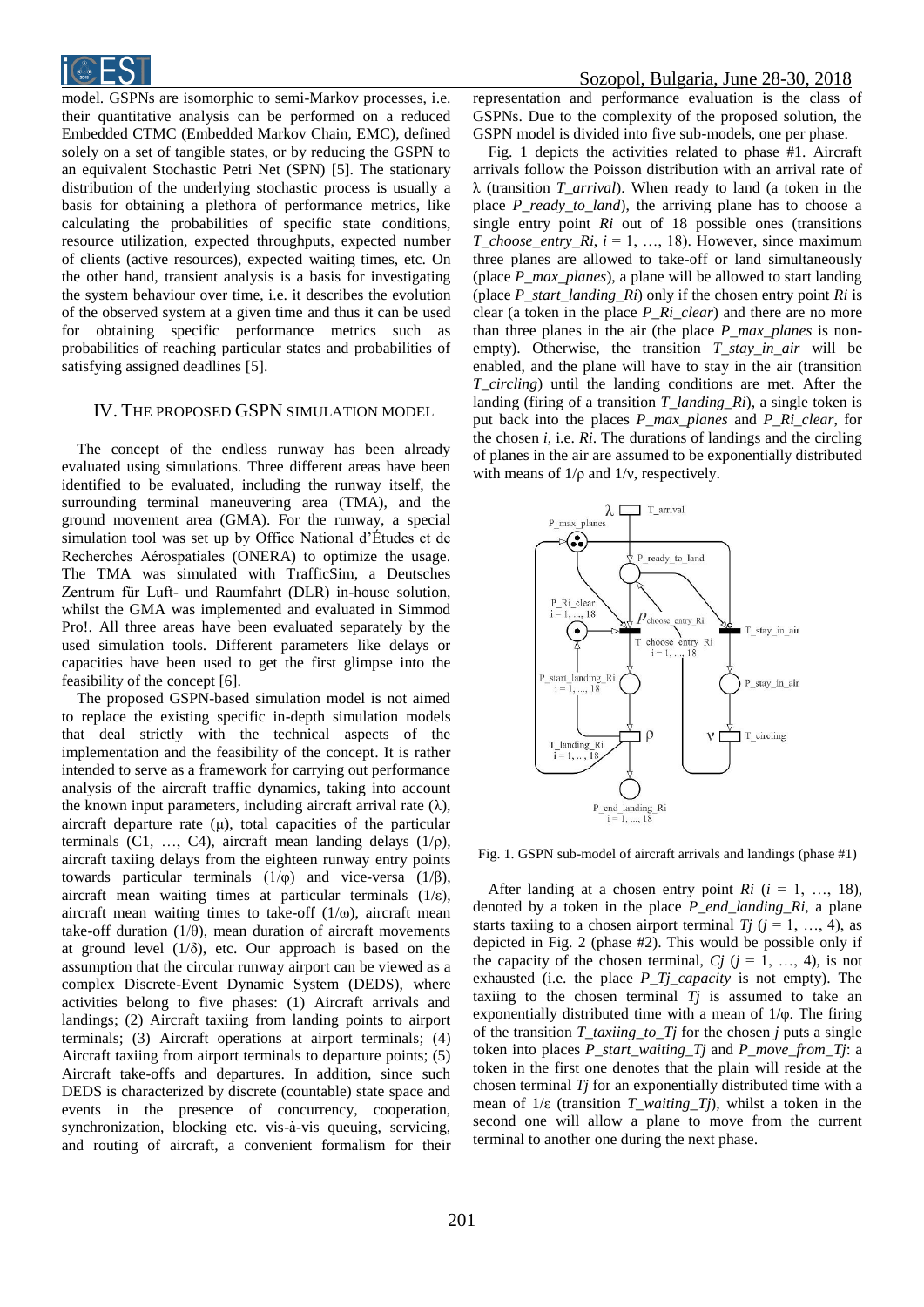model. GSPNs are isomorphic to semi-Markov processes, i.e. their quantitative analysis can be performed on a reduced Embedded CTMC (Embedded Markov Chain, EMC), defined solely on a set of tangible states, or by reducing the GSPN to an equivalent Stochastic Petri Net (SPN) [5]. The stationary distribution of the underlying stochastic process is usually a basis for obtaining a plethora of performance metrics, like calculating the probabilities of specific state conditions, resource utilization, expected throughputs, expected number of clients (active resources), expected waiting times, etc. On the other hand, transient analysis is a basis for investigating the system behaviour over time, i.e. it describes the evolution of the observed system at a given time and thus it can be used for obtaining specific performance metrics such as probabilities of reaching particular states and probabilities of satisfying assigned deadlines [5].

## IV. The Proposed GSPN Simulation Model

The concept of the endless runway has been already evaluated using simulations. Three different areas have been identified to be evaluated, including the runway itself, the surrounding terminal maneuvering area (TMA), and the ground movement area (GMA). For the runway, a special simulation tool was set up by Office National d'Études et de Recherches Aérospatiales (ONERA) to optimize the usage. The TMA was simulated with TrafficSim, a Deutsches Zentrum für Luft- und Raumfahrt (DLR) in-house solution, whilst the GMA was implemented and evaluated in Simmod Pro!. All three areas have been evaluated separately by the used simulation tools. Different parameters like delays or capacities have been used to get the first glimpse into the feasibility of the concept [6].

The proposed GSPN-based simulation model is not aimed to replace the existing specific in-depth simulation models that deal strictly with the technical aspects of the implementation and the feasibility of the concept. It is rather intended to serve as a framework for carrying out performance analysis of the aircraft traffic dynamics, taking into account the known input parameters, including aircraft arrival rate ($\lambda$), aircraft departure rate ($\mu$), total capacities of the particular terminals (C1, …, C4), aircraft mean landing delays ($1/\rho$), aircraft taxiing delays from the eighteen runway entry points towards particular terminals ($1/\varphi$) and vice-versa ($1/\beta$), aircraft mean waiting times at particular terminals ($1/\varepsilon$), aircraft mean waiting times to take-off ($1/\omega$), aircraft mean take-off duration ($1/\theta$), mean duration of aircraft movements at ground level ($1/\delta$), etc. Our approach is based on the assumption that the circular runway airport can be viewed as a complex Discrete-Event Dynamic System (DEDS), where activities belong to five phases: (1) Aircraft arrivals and landings; (2) Aircraft taxiing from landing points to airport terminals; (3) Aircraft operations at airport terminals; (4) Aircraft taxiing from airport terminals to departure points; (5) Aircraft take-offs and departures. In addition, since such DEDS is characterized by discrete (countable) state space and events in the presence of concurrency, cooperation, synchronization, blocking etc. vis-à-vis queuing, servicing, and routing of aircraft, a convenient formalism for their representation and performance evaluation is the class of GSPNs. Due to the complexity of the proposed solution, the GSPN model is divided into five sub-models, one per phase.

Fig. 1 depicts the activities related to phase #1. Aircraft arrivals follow the Poisson distribution with an arrival rate of $\lambda$ (transition *T_arrival*). When ready to land (a token in the place *P_ready_to_land*), the arriving plane has to choose a single entry point *Ri* out of 18 possible ones (transitions *T_choose_entry_Ri*, $i = 1, \ldots, 18$). However, since maximum three planes are allowed to take-off or land simultaneously (place *P_max_planes*), a plane will be allowed to start landing (place *P_start_landing_Ri*) only if the chosen entry point *Ri* is clear (a token in the place *P_Ri_clear*) and there are no more than three planes in the air (the place *P_max_planes* is non-empty). Otherwise, the transition *T_stay_in_air* will be enabled, and the plane will have to stay in the air (transition *T_circling*) until the landing conditions are met. After the landing (firing of a transition *T_landing_Ri*), a single token is put back into the places *P_max_planes* and *P_Ri_clear*, for the chosen *i*, i.e. *Ri*. The durations of landings and the circling of planes in the air are assumed to be exponentially distributed with means of $1/\rho$ and $1/\nu$, respectively.

Fig. 1. GSPN sub-model of aircraft arrivals and landings (phase #1)

After landing at a chosen entry point *Ri* ($i = 1, \ldots, 18$), denoted by a token in the place *P_end_landing_Ri*, a plane starts taxiing to a chosen airport terminal *Tj* ($j = 1, \ldots, 4$), as depicted in Fig. 2 (phase #2). This would be possible only if the capacity of the chosen terminal, *Cj* ($j = 1, \ldots, 4$), is not exhausted (i.e. the place *P_Tj_capacity* is not empty). The taxiing to the chosen terminal *Tj* is assumed to take an exponentially distributed time with a mean of $1/\varphi$. The firing of the transition *T_taxiing_to_Tj* for the chosen *j* puts a single token into places *P_start_waiting_Tj* and *P_move_from_Tj*: a token in the first one denotes that the plain will reside at the chosen terminal *Tj* for an exponentially distributed time with a mean of $1/\varepsilon$ (transition *T_waiting_Tj*), whilst a token in the second one will allow a plane to move from the current terminal to another one during the next phase.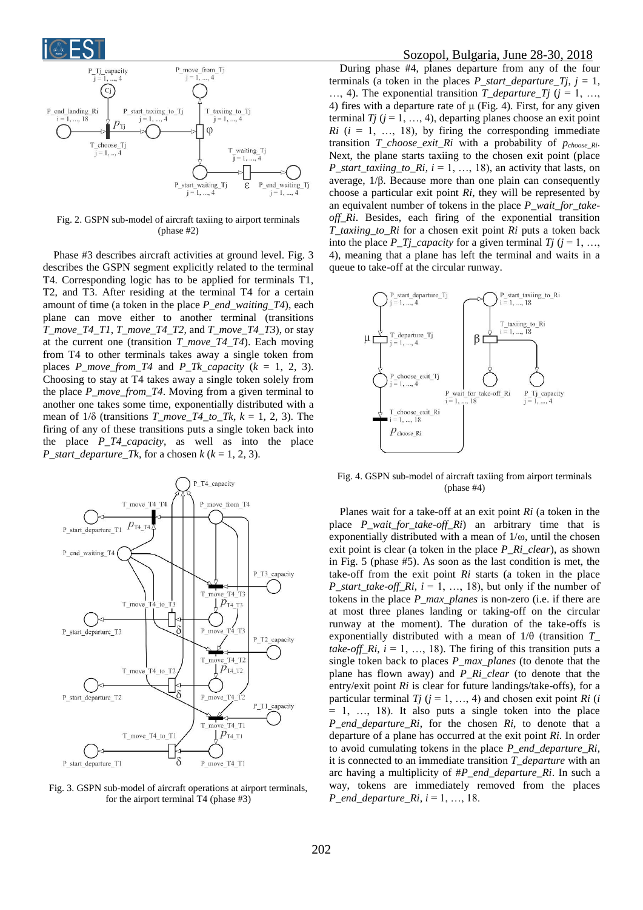Fig. 2. GSPN sub-model of aircraft taxiing to airport terminals (phase #2)

Phase #3 describes aircraft activities at ground level. Fig. 3 describes the GSPN segment explicitly related to the terminal T4. Corresponding logic has to be applied for terminals T1, T2, and T3. After residing at the terminal T4 for a certain amount of time (a token in the place *P_end_waiting_T4*), each plane can move either to another terminal (transitions *T_move_T4_T1*, *T_move_T4_T2*, and *T_move_T4_T3*), or stay at the current one (transition *T_move_T4_T4*). Each moving from T4 to other terminals takes away a single token from places *P_move_from_T4* and *P_Tk_capacity* ($k$ = 1, 2, 3). Choosing to stay at T4 takes away a single token solely from the place *P_move_from_T4*. Moving from a given terminal to another one takes some time, exponentially distributed with a mean of $1/\delta$ (transitions *T_move_T4_to_Tk*, $k$ = 1, 2, 3). The firing of any of these transitions puts a single token back into the place *P_T4_capacity*, as well as into the place *P_start_departure_Tk*, for a chosen $k$ ($k$ = 1, 2, 3).

Fig. 3. GSPN sub-model of aircraft operations at airport terminals, for the airport terminal T4 (phase #3)

During phase #4, planes departure from any of the four terminals (a token in the places *P_start_departure_Tj*, $j$ = 1, …, 4). The exponential transition *T_departure_Tj* ($j$ = 1, …, 4) fires with a departure rate of $\mu$ (Fig. 4). First, for any given terminal *Tj* ($j$ = 1, …, 4), departing planes choose an exit point *Ri* ($i$ = 1, …, 18), by firing the corresponding immediate transition *T_choose_exit_Ri* with a probability of $p_{choose\_Ri}$. Next, the plane starts taxiing to the chosen exit point (place *P_start_taxiing_to_Ri*, $i$ = 1, …, 18), an activity that lasts, on average, $1/\beta$. Because more than one plain can consequently choose a particular exit point *Ri*, they will be represented by an equivalent number of tokens in the place *P_wait_for_take-off_Ri*. Besides, each firing of the exponential transition *T_taxiing_to_Ri* for a chosen exit point *Ri* puts a token back into the place *P_Tj_capacity* for a given terminal *Tj* ($j$ = 1, …, 4), meaning that a plane has left the terminal and waits in a queue to take-off at the circular runway.

Fig. 4. GSPN sub-model of aircraft taxiing from airport terminals (phase #4)

Planes wait for a take-off at an exit point *Ri* (a token in the place *P_wait_for_take-off_Ri*) an arbitrary time that is exponentially distributed with a mean of $1/\omega$, until the chosen exit point is clear (a token in the place *P_Ri_clear*), as shown in Fig. 5 (phase #5). As soon as the last condition is met, the take-off from the exit point *Ri* starts (a token in the place *P_start_take-off_Ri*, $i$ = 1, …, 18), but only if the number of tokens in the place *P_max_planes* is non-zero (i.e. if there are at most three planes landing or taking-off on the circular runway at the moment). The duration of the take-offs is exponentially distributed with a mean of $1/\theta$ (transition *T_take-off_Ri*, $i$ = 1, …, 18). The firing of this transition puts a single token back to places *P_max_planes* (to denote that the plane has flown away) and *P_Ri_clear* (to denote that the entry/exit point *Ri* is clear for future landings/take-offs), for a particular terminal *Tj* ($j$ = 1, …, 4) and chosen exit point *Ri* ($i$ = 1, …, 18). It also puts a single token into the place *P_end_departure_Ri*, for the chosen *Ri*, to denote that a departure of a plane has occurred at the exit point *Ri*. In order to avoid cumulating tokens in the place *P_end_departure_Ri*, it is connected to an immediate transition *T_departure* with an arc having a multiplicity of *#P_end_departure_Ri*. In such a way, tokens are immediately removed from the places *P_end_departure_Ri*, $i$ = 1, …, 18.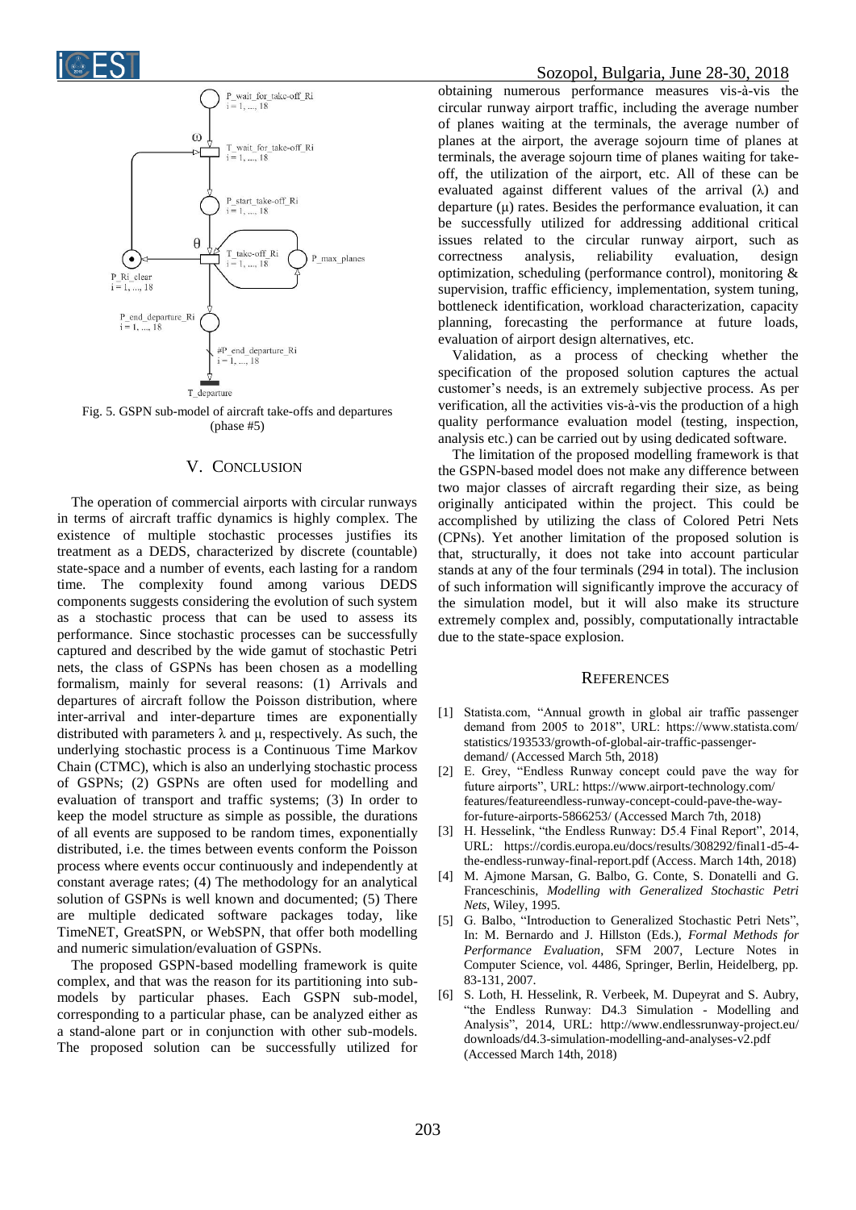P_wait_for_take-off_Ri
i = 1, ..., 18

ω

T_wait_for_take-off_Ri
i = 1, ..., 18

P_start_take-off_Ri
i = 1, ..., 18

θ

T_take-off_Ri
i = 1, ..., 18

P_max_planes

P_Ri_clear
i = 1, ..., 18

P_end_departure_Ri
i = 1, ..., 18

#P_end_departure_Ri
i = 1, ..., 18

T_departure

Fig. 5. GSPN sub-model of aircraft take-offs and departures (phase #5)

## V. Conclusion

The operation of commercial airports with circular runways in terms of aircraft traffic dynamics is highly complex. The existence of multiple stochastic processes justifies its treatment as a DEDS, characterized by discrete (countable) state-space and a number of events, each lasting for a random time. The complexity found among various DEDS components suggests considering the evolution of such system as a stochastic process that can be used to assess its performance. Since stochastic processes can be successfully captured and described by the wide gamut of stochastic Petri nets, the class of GSPNs has been chosen as a modelling formalism, mainly for several reasons: (1) Arrivals and departures of aircraft follow the Poisson distribution, where inter-arrival and inter-departure times are exponentially distributed with parameters λ and μ, respectively. As such, the underlying stochastic process is a Continuous Time Markov Chain (CTMC), which is also an underlying stochastic process of GSPNs; (2) GSPNs are often used for modelling and evaluation of transport and traffic systems; (3) In order to keep the model structure as simple as possible, the durations of all events are supposed to be random times, exponentially distributed, i.e. the times between events conform the Poisson process where events occur continuously and independently at constant average rates; (4) The methodology for an analytical solution of GSPNs is well known and documented; (5) There are multiple dedicated software packages today, like TimeNET, GreatSPN, or WebSPN, that offer both modelling and numeric simulation/evaluation of GSPNs.

The proposed GSPN-based modelling framework is quite complex, and that was the reason for its partitioning into sub-models by particular phases. Each GSPN sub-model, corresponding to a particular phase, can be analyzed either as a stand-alone part or in conjunction with other sub-models. The proposed solution can be successfully utilized for obtaining numerous performance measures vis-à-vis the circular runway airport traffic, including the average number of planes waiting at the terminals, the average number of planes at the airport, the average sojourn time of planes at terminals, the average sojourn time of planes waiting for take-off, the utilization of the airport, etc. All of these can be evaluated against different values of the arrival (λ) and departure (μ) rates. Besides the performance evaluation, it can be successfully utilized for addressing additional critical issues related to the circular runway airport, such as correctness analysis, reliability evaluation, design optimization, scheduling (performance control), monitoring & supervision, traffic efficiency, implementation, system tuning, bottleneck identification, workload characterization, capacity planning, forecasting the performance at future loads, evaluation of airport design alternatives, etc.

Validation, as a process of checking whether the specification of the proposed solution captures the actual customer's needs, is an extremely subjective process. As per verification, all the activities vis-à-vis the production of a high quality performance evaluation model (testing, inspection, analysis etc.) can be carried out by using dedicated software.

The limitation of the proposed modelling framework is that the GSPN-based model does not make any difference between two major classes of aircraft regarding their size, as being originally anticipated within the project. This could be accomplished by utilizing the class of Colored Petri Nets (CPNs). Yet another limitation of the proposed solution is that, structurally, it does not take into account particular stands at any of the four terminals (294 in total). The inclusion of such information will significantly improve the accuracy of the simulation model, but it will also make its structure extremely complex and, possibly, computationally intractable due to the state-space explosion.

## References

[1] Statista.com, "Annual growth in global air traffic passenger demand from 2005 to 2018", URL: https://www.statista.com/statistics/193533/growth-of-global-air-traffic-passenger-demand/ (Accessed March 5th, 2018)

[2] E. Grey, "Endless Runway concept could pave the way for future airports", URL: https://www.airport-technology.com/features/featureendless-runway-concept-could-pave-the-way-for-future-airports-5866253/ (Accessed March 7th, 2018)

[3] H. Hesselink, "the Endless Runway: D5.4 Final Report", 2014, URL: https://cordis.europa.eu/docs/results/308292/final1-d5-4-the-endless-runway-final-report.pdf (Access. March 14th, 2018)

[4] M. Ajmone Marsan, G. Balbo, G. Conte, S. Donatelli and G. Franceschinis, *Modelling with Generalized Stochastic Petri Nets*, Wiley, 1995.

[5] G. Balbo, "Introduction to Generalized Stochastic Petri Nets", In: M. Bernardo and J. Hillston (Eds.), *Formal Methods for Performance Evaluation*, SFM 2007, Lecture Notes in Computer Science, vol. 4486, Springer, Berlin, Heidelberg, pp. 83-131, 2007.

[6] S. Loth, H. Hesselink, R. Verbeek, M. Dupeyrat and S. Aubry, "the Endless Runway: D4.3 Simulation - Modelling and Analysis", 2014, URL: http://www.endlessrunway-project.eu/downloads/d4.3-simulation-modelling-and-analyses-v2.pdf (Accessed March 14th, 2018)